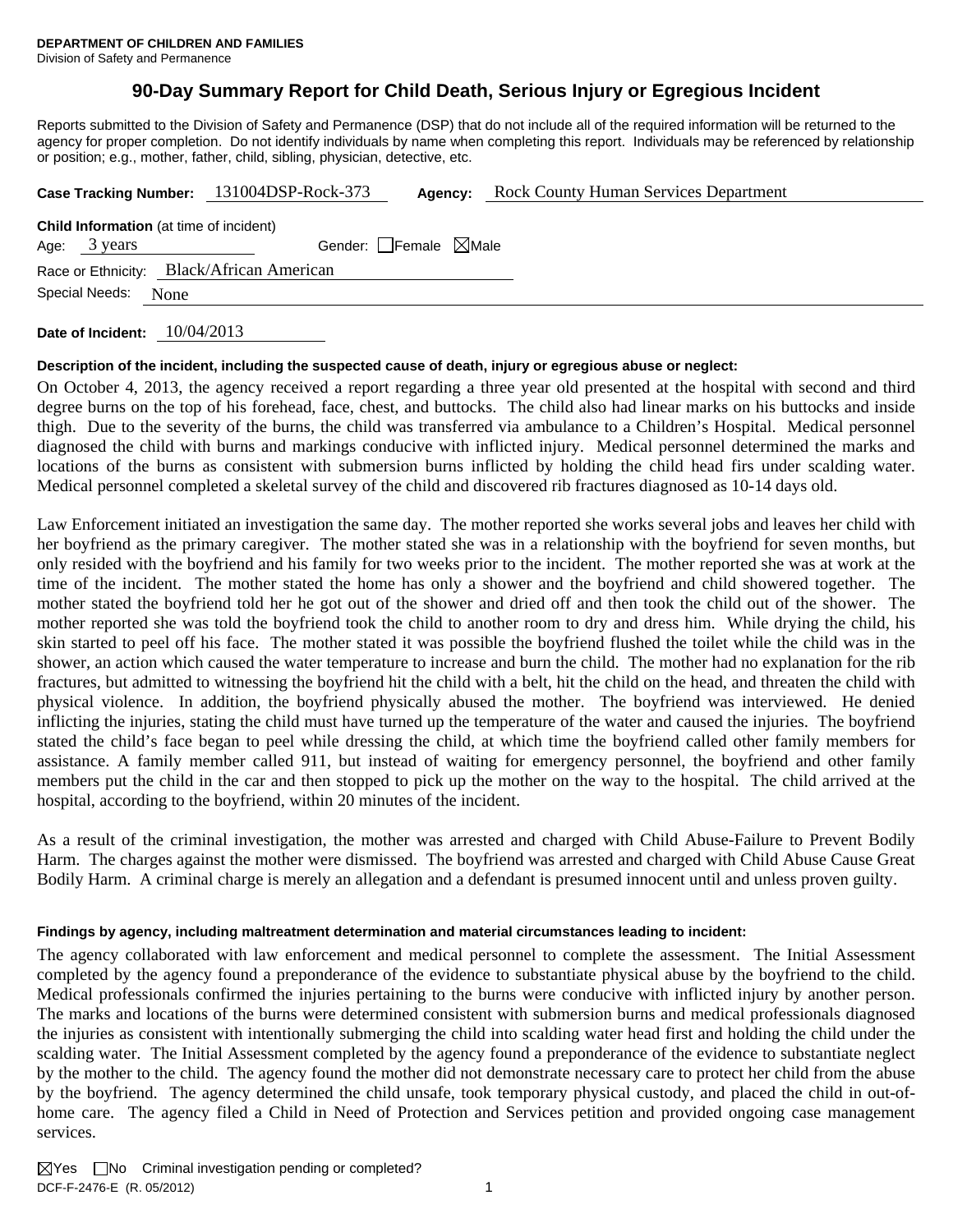**DEPARTMENT OF CHILDREN AND FAMILIES**
Division of Safety and Permanence

# 90-Day Summary Report for Child Death, Serious Injury or Egregious Incident

Reports submitted to the Division of Safety and Permanence (DSP) that do not include all of the required information will be returned to the agency for proper completion. Do not identify individuals by name when completing this report. Individuals may be referenced by relationship or position; e.g., mother, father, child, sibling, physician, detective, etc.

**Case Tracking Number:** 131004DSP-Rock-373 **Agency:** Rock County Human Services Department

**Child Information** (at time of incident)

Age: 3 years Gender: ☐Female ☒Male

Race or Ethnicity: Black/African American

Special Needs: None

**Date of Incident:** 10/04/2013

**Description of the incident, including the suspected cause of death, injury or egregious abuse or neglect:**

On October 4, 2013, the agency received a report regarding a three year old presented at the hospital with second and third degree burns on the top of his forehead, face, chest, and buttocks. The child also had linear marks on his buttocks and inside thigh. Due to the severity of the burns, the child was transferred via ambulance to a Children's Hospital. Medical personnel diagnosed the child with burns and markings conducive with inflicted injury. Medical personnel determined the marks and locations of the burns as consistent with submersion burns inflicted by holding the child head firs under scalding water. Medical personnel completed a skeletal survey of the child and discovered rib fractures diagnosed as 10-14 days old.

Law Enforcement initiated an investigation the same day. The mother reported she works several jobs and leaves her child with her boyfriend as the primary caregiver. The mother stated she was in a relationship with the boyfriend for seven months, but only resided with the boyfriend and his family for two weeks prior to the incident. The mother reported she was at work at the time of the incident. The mother stated the home has only a shower and the boyfriend and child showered together. The mother stated the boyfriend told her he got out of the shower and dried off and then took the child out of the shower. The mother reported she was told the boyfriend took the child to another room to dry and dress him. While drying the child, his skin started to peel off his face. The mother stated it was possible the boyfriend flushed the toilet while the child was in the shower, an action which caused the water temperature to increase and burn the child. The mother had no explanation for the rib fractures, but admitted to witnessing the boyfriend hit the child with a belt, hit the child on the head, and threaten the child with physical violence. In addition, the boyfriend physically abused the mother. The boyfriend was interviewed. He denied inflicting the injuries, stating the child must have turned up the temperature of the water and caused the injuries. The boyfriend stated the child's face began to peel while dressing the child, at which time the boyfriend called other family members for assistance. A family member called 911, but instead of waiting for emergency personnel, the boyfriend and other family members put the child in the car and then stopped to pick up the mother on the way to the hospital. The child arrived at the hospital, according to the boyfriend, within 20 minutes of the incident.

As a result of the criminal investigation, the mother was arrested and charged with Child Abuse-Failure to Prevent Bodily Harm. The charges against the mother were dismissed. The boyfriend was arrested and charged with Child Abuse Cause Great Bodily Harm. A criminal charge is merely an allegation and a defendant is presumed innocent until and unless proven guilty.

**Findings by agency, including maltreatment determination and material circumstances leading to incident:**

The agency collaborated with law enforcement and medical personnel to complete the assessment. The Initial Assessment completed by the agency found a preponderance of the evidence to substantiate physical abuse by the boyfriend to the child. Medical professionals confirmed the injuries pertaining to the burns were conducive with inflicted injury by another person. The marks and locations of the burns were determined consistent with submersion burns and medical professionals diagnosed the injuries as consistent with intentionally submerging the child into scalding water head first and holding the child under the scalding water. The Initial Assessment completed by the agency found a preponderance of the evidence to substantiate neglect by the mother to the child. The agency found the mother did not demonstrate necessary care to protect her child from the abuse by the boyfriend. The agency determined the child unsafe, took temporary physical custody, and placed the child in out-of-home care. The agency filed a Child in Need of Protection and Services petition and provided ongoing case management services.

☒Yes ☐No Criminal investigation pending or completed?

DCF-F-2476-E (R. 05/2012)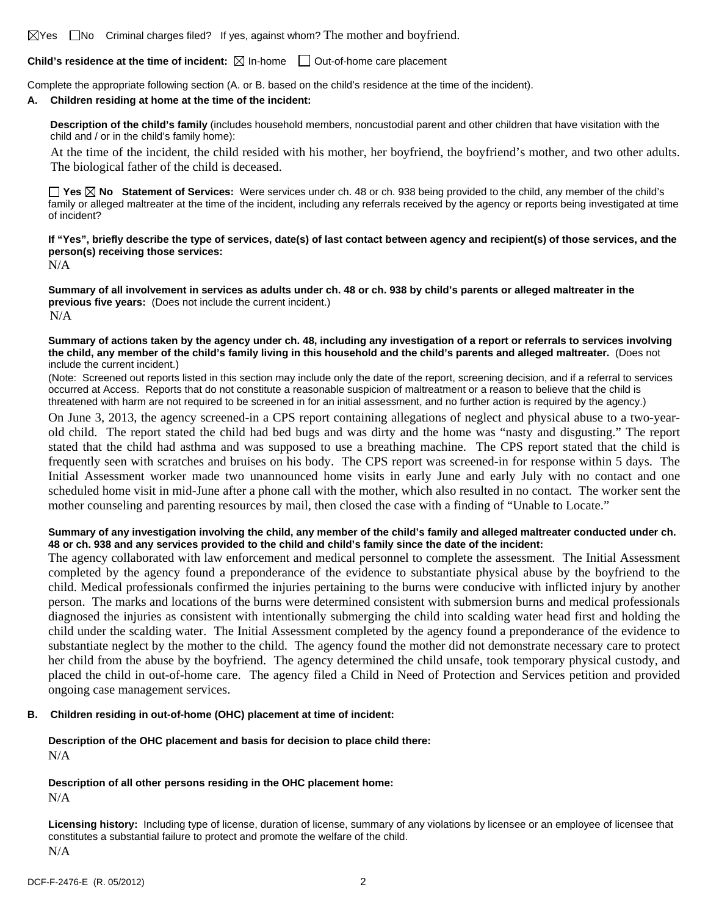☒Yes ☐No Criminal charges filed? If yes, against whom? The mother and boyfriend.

**Child's residence at the time of incident:** ☒ In-home ☐ Out-of-home care placement

Complete the appropriate following section (A. or B. based on the child's residence at the time of the incident).

**A. Children residing at home at the time of the incident:**

**Description of the child's family** (includes household members, noncustodial parent and other children that have visitation with the child and / or in the child's family home):

At the time of the incident, the child resided with his mother, her boyfriend, the boyfriend's mother, and two other adults. The biological father of the child is deceased.

☐ **Yes** ☒ **No Statement of Services:** Were services under ch. 48 or ch. 938 being provided to the child, any member of the child's family or alleged maltreater at the time of the incident, including any referrals received by the agency or reports being investigated at time of incident?

**If "Yes", briefly describe the type of services, date(s) of last contact between agency and recipient(s) of those services, and the person(s) receiving those services:**

N/A

**Summary of all involvement in services as adults under ch. 48 or ch. 938 by child's parents or alleged maltreater in the previous five years:** (Does not include the current incident.)

N/A

**Summary of actions taken by the agency under ch. 48, including any investigation of a report or referrals to services involving the child, any member of the child's family living in this household and the child's parents and alleged maltreater.** (Does not include the current incident.)

(Note: Screened out reports listed in this section may include only the date of the report, screening decision, and if a referral to services occurred at Access. Reports that do not constitute a reasonable suspicion of maltreatment or a reason to believe that the child is threatened with harm are not required to be screened in for an initial assessment, and no further action is required by the agency.)

On June 3, 2013, the agency screened-in a CPS report containing allegations of neglect and physical abuse to a two-year-old child. The report stated the child had bed bugs and was dirty and the home was "nasty and disgusting." The report stated that the child had asthma and was supposed to use a breathing machine. The CPS report stated that the child is frequently seen with scratches and bruises on his body. The CPS report was screened-in for response within 5 days. The Initial Assessment worker made two unannounced home visits in early June and early July with no contact and one scheduled home visit in mid-June after a phone call with the mother, which also resulted in no contact. The worker sent the mother counseling and parenting resources by mail, then closed the case with a finding of "Unable to Locate."

**Summary of any investigation involving the child, any member of the child's family and alleged maltreater conducted under ch. 48 or ch. 938 and any services provided to the child and child's family since the date of the incident:**

The agency collaborated with law enforcement and medical personnel to complete the assessment. The Initial Assessment completed by the agency found a preponderance of the evidence to substantiate physical abuse by the boyfriend to the child. Medical professionals confirmed the injuries pertaining to the burns were conducive with inflicted injury by another person. The marks and locations of the burns were determined consistent with submersion burns and medical professionals diagnosed the injuries as consistent with intentionally submerging the child into scalding water head first and holding the child under the scalding water. The Initial Assessment completed by the agency found a preponderance of the evidence to substantiate neglect by the mother to the child. The agency found the mother did not demonstrate necessary care to protect her child from the abuse by the boyfriend. The agency determined the child unsafe, took temporary physical custody, and placed the child in out-of-home care. The agency filed a Child in Need of Protection and Services petition and provided ongoing case management services.

**B. Children residing in out-of-home (OHC) placement at time of incident:**

**Description of the OHC placement and basis for decision to place child there:**

N/A

**Description of all other persons residing in the OHC placement home:**

N/A

**Licensing history:** Including type of license, duration of license, summary of any violations by licensee or an employee of licensee that constitutes a substantial failure to protect and promote the welfare of the child.

N/A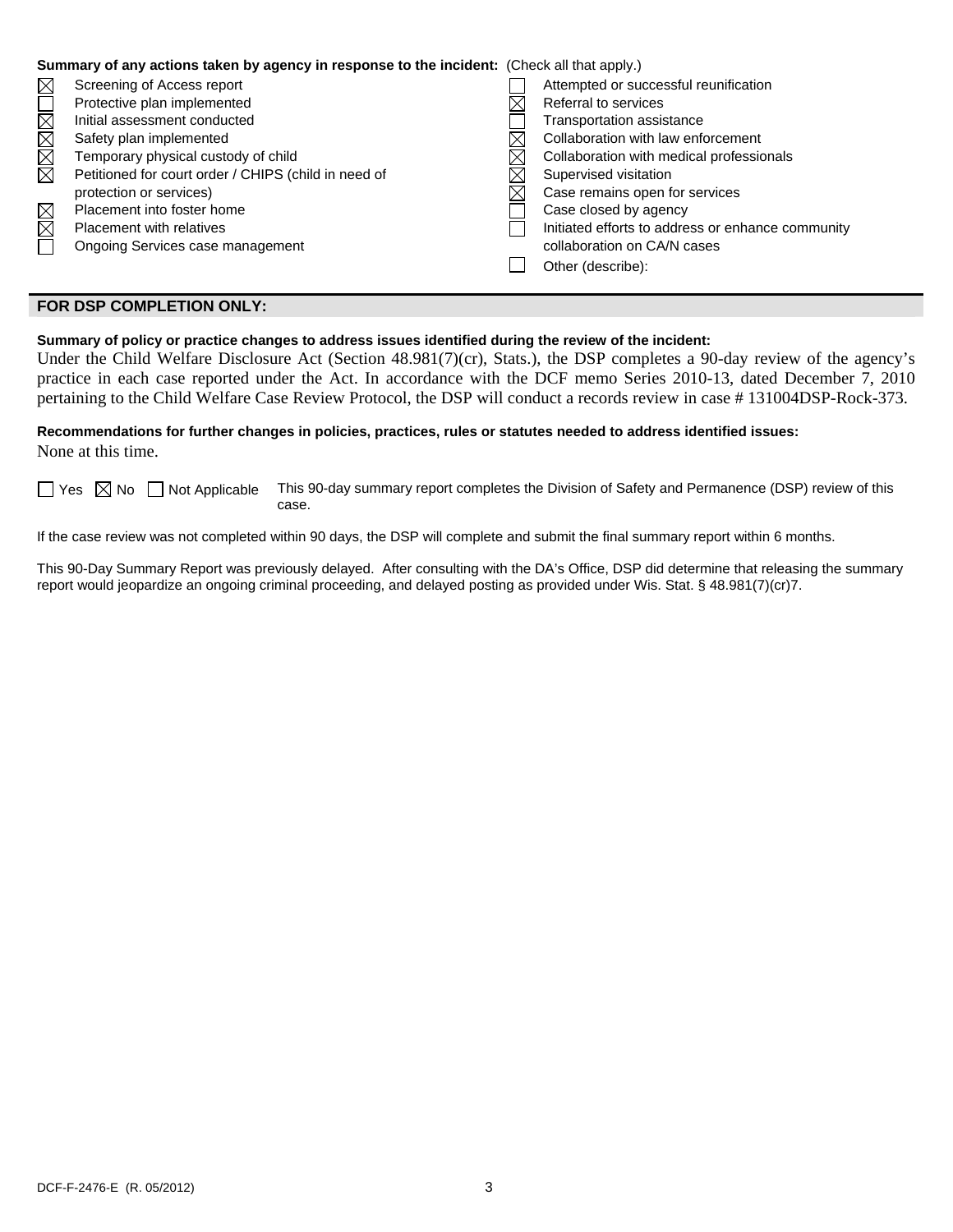**Summary of any actions taken by agency in response to the incident:** (Check all that apply.)

- [x] Screening of Access report
- [ ] Protective plan implemented
- [x] Initial assessment conducted
- [x] Safety plan implemented
- [x] Temporary physical custody of child
- [x] Petitioned for court order / CHIPS (child in need of protection or services)
- [x] Placement into foster home
- [x] Placement with relatives
- [ ] Ongoing Services case management
- [ ] Attempted or successful reunification
- [x] Referral to services
- [ ] Transportation assistance
- [x] Collaboration with law enforcement
- [x] Collaboration with medical professionals
- [x] Supervised visitation
- [x] Case remains open for services
- [ ] Case closed by agency
- [ ] Initiated efforts to address or enhance community collaboration on CA/N cases
- [ ] Other (describe):

## FOR DSP COMPLETION ONLY:

**Summary of policy or practice changes to address issues identified during the review of the incident:**

Under the Child Welfare Disclosure Act (Section 48.981(7)(cr), Stats.), the DSP completes a 90-day review of the agency's practice in each case reported under the Act. In accordance with the DCF memo Series 2010-13, dated December 7, 2010 pertaining to the Child Welfare Case Review Protocol, the DSP will conduct a records review in case # 131004DSP-Rock-373.

**Recommendations for further changes in policies, practices, rules or statutes needed to address identified issues:**

None at this time.

- [ ] Yes [x] No [ ] Not Applicable This 90-day summary report completes the Division of Safety and Permanence (DSP) review of this case.

If the case review was not completed within 90 days, the DSP will complete and submit the final summary report within 6 months.

This 90-Day Summary Report was previously delayed. After consulting with the DA's Office, DSP did determine that releasing the summary report would jeopardize an ongoing criminal proceeding, and delayed posting as provided under Wis. Stat. § 48.981(7)(cr)7.

DCF-F-2476-E (R. 05/2012)